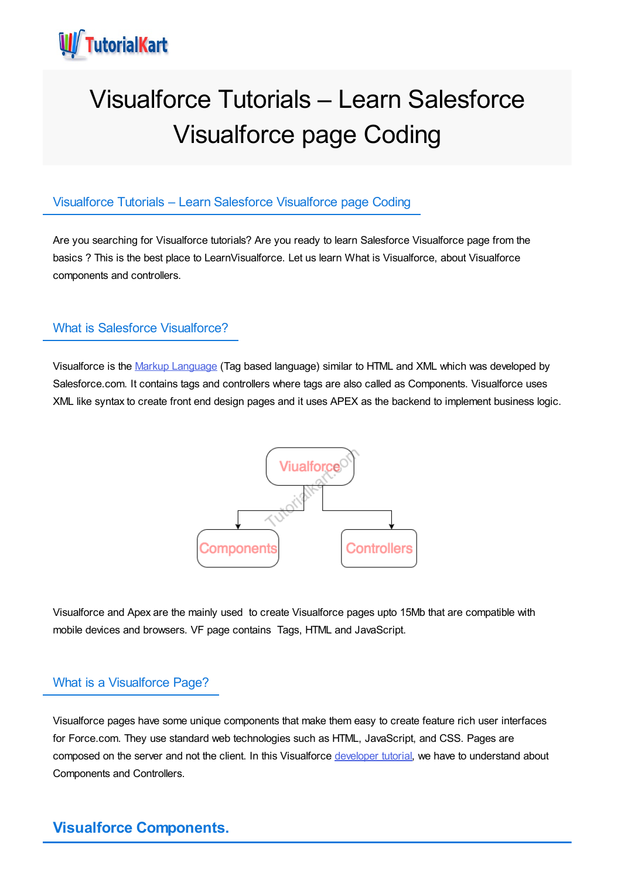# Visualforce Tutorials – Learn Salesforce Visualforce page Coding

## Visualforce Tutorials – Learn Salesforce Visualforce page Coding

Are you searching for Visualforce tutorials? Are you ready to learn Salesforce Visualforce page from the basics ? This is the best place to LearnVisualforce. Let us learn What is Visualforce, about Visualforce components and controllers.

## What is Salesforce Visualforce?

Visualforce is the Markup Language (Tag based language) similar to HTML and XML which was developed by Salesforce.com. It contains tags and controllers where tags are also called as Components. Visualforce uses XML like syntax to create front end design pages and it uses APEX as the backend to implement business logic.

Viualforce

Components

Controllers

Visualforce and Apex are the mainly used to create Visualforce pages upto 15Mb that are compatible with mobile devices and browsers. VF page contains Tags, HTML and JavaScript.

## What is a Visualforce Page?

Visualforce pages have some unique components that make them easy to create feature rich user interfaces for Force.com. They use standard web technologies such as HTML, JavaScript, and CSS. Pages are composed on the server and not the client. In this Visualforce developer tutorial, we have to understand about Components and Controllers.

## **Visualforce Components.**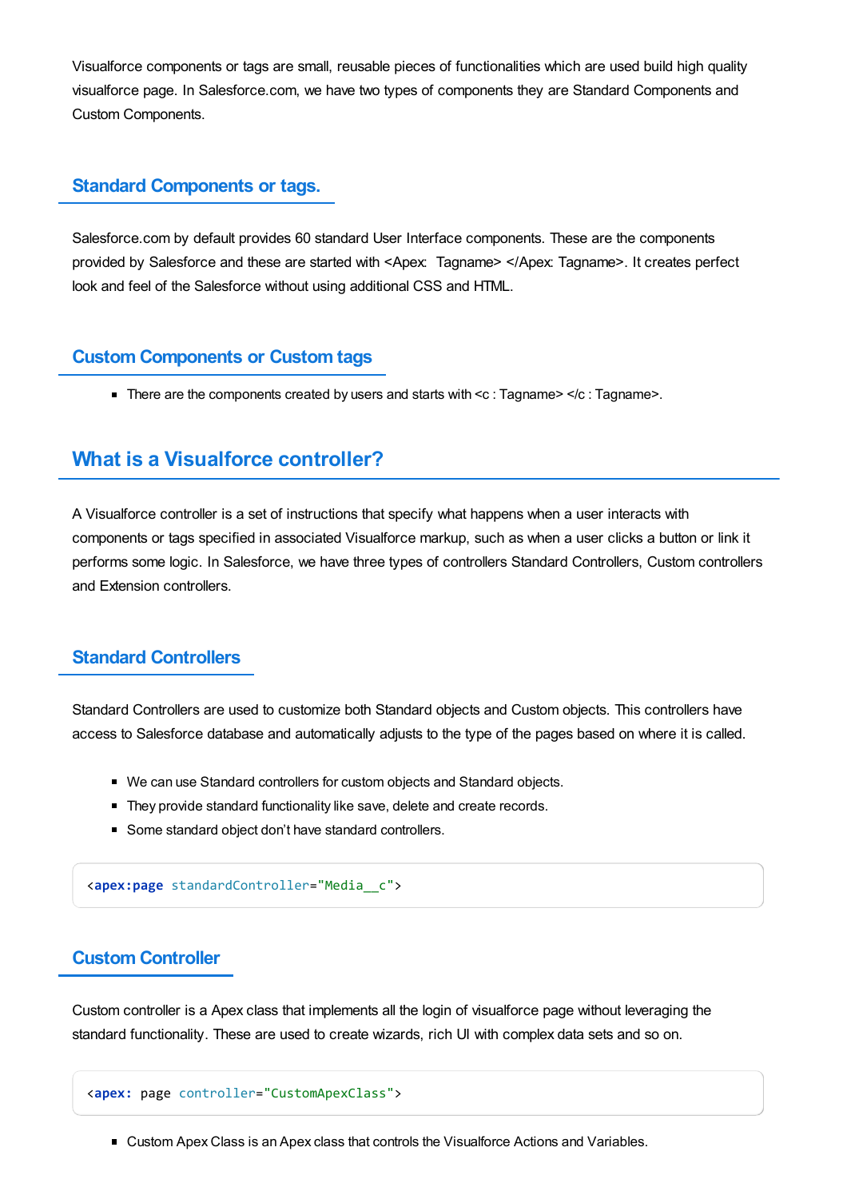Visualforce components or tags are small, reusable pieces of functionalities which are used build high quality visualforce page. In Salesforce.com, we have two types of components they are Standard Components and Custom Components.

### Standard Components or tags.

Salesforce.com by default provides 60 standard User Interface components. These are the components provided by Salesforce and these are started with <Apex:  Tagname> </Apex: Tagname>. It creates perfect look and feel of the Salesforce without using additional CSS and HTML.

### Custom Components or Custom tags

- There are the components created by users and starts with <c : Tagname> </c : Tagname>.

## What is a Visualforce controller?

A Visualforce controller is a set of instructions that specify what happens when a user interacts with components or tags specified in associated Visualforce markup, such as when a user clicks a button or link it performs some logic. In Salesforce, we have three types of controllers Standard Controllers, Custom controllers and Extension controllers.

### Standard Controllers

Standard Controllers are used to customize both Standard objects and Custom objects. This controllers have access to Salesforce database and automatically adjusts to the type of the pages based on where it is called.

- We can use Standard controllers for custom objects and Standard objects.
- They provide standard functionality like save, delete and create records.
- Some standard object don't have standard controllers.

```
<apex:page standardController="Media__c">
```

### Custom Controller

Custom controller is a Apex class that implements all the login of visualforce page without leveraging the standard functionality. These are used to create wizards, rich UI with complex data sets and so on.

```
<apex: page controller="CustomApexClass">
```

- Custom Apex Class is an Apex class that controls the Visualforce Actions and Variables.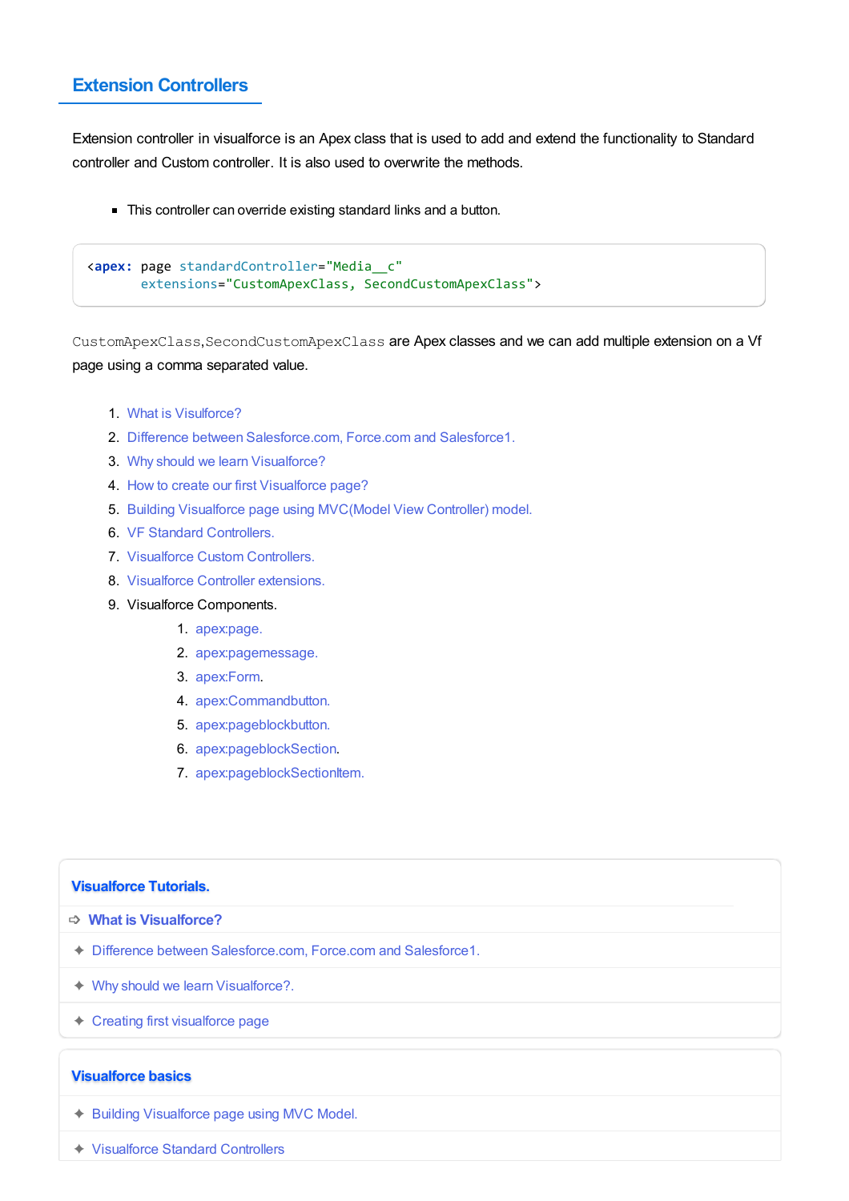## Extension Controllers

Extension controller in visualforce is an Apex class that is used to add and extend the functionality to Standard controller and Custom controller. It is also used to overwrite the methods.

- This controller can override existing standard links and a button.

```
<apex: page standardController="Media__c"
       extensions="CustomApexClass, SecondCustomApexClass">
```

`CustomApexClass`,`SecondCustomApexClass` are Apex classes and we can add multiple extension on a Vf page using a comma separated value.

1. What is Visulforce?
2. Difference between Salesforce.com, Force.com and Salesforce1.
3. Why should we learn Visualforce?
4. How to create our first Visualforce page?
5. Building Visualforce page using MVC(Model View Controller) model.
6. VF Standard Controllers.
7. Visualforce Custom Controllers.
8. Visualforce Controller extensions.
9. Visualforce Components.
    1. apex:page.
    2. apex:pagemessage.
    3. apex:Form.
    4. apex:Commandbutton.
    5. apex:pageblockbutton.
    6. apex:pageblockSection.
    7. apex:pageblockSectionItem.

**Visualforce Tutorials.**

- ➪ **What is Visualforce?**
- ✦ Difference between Salesforce.com, Force.com and Salesforce1.
- ✦ Why should we learn Visualforce?.
- ✦ Creating first visualforce page

**Visualforce basics**

- ✦ Building Visualforce page using MVC Model.
- ✦ Visualforce Standard Controllers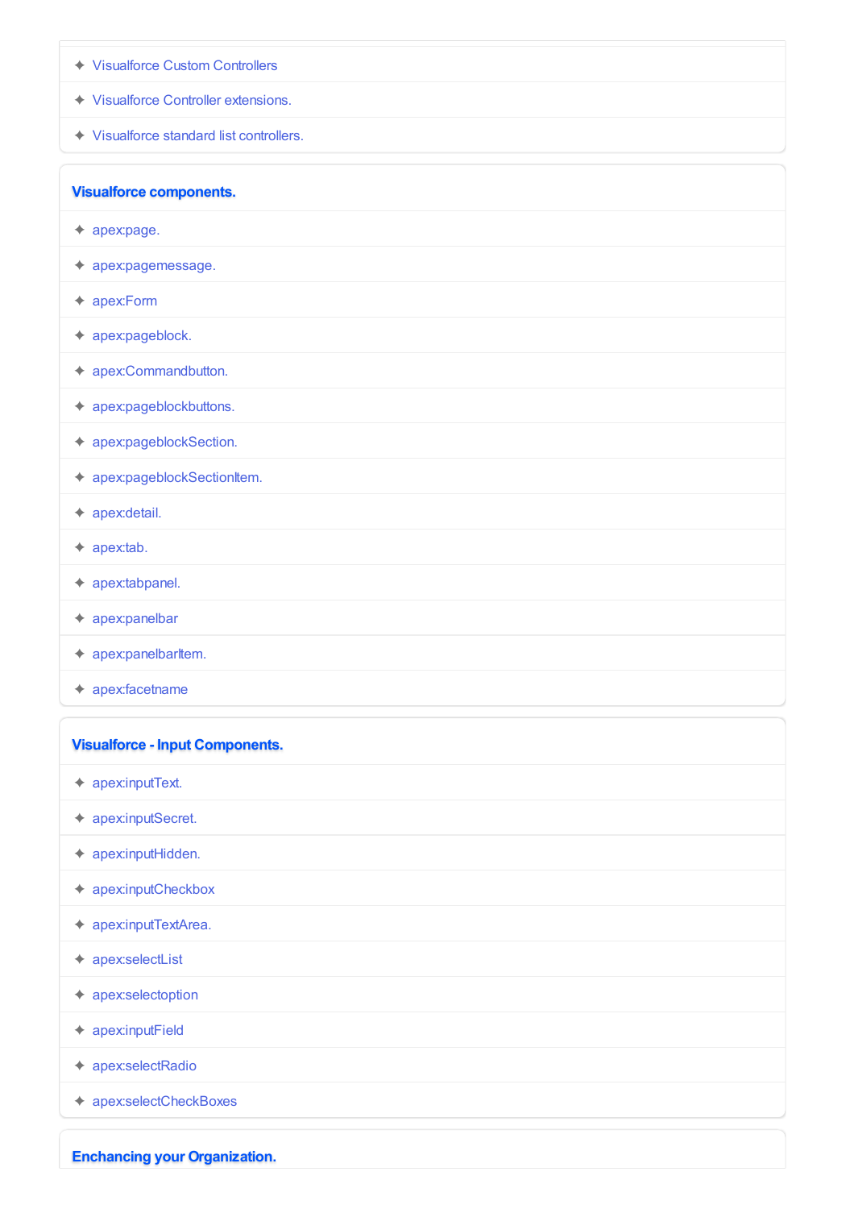- Visualforce Custom Controllers
- Visualforce Controller extensions.
- Visualforce standard list controllers.

## Visualforce components.

- apex:page.
- apex:pagemessage.
- apex:Form
- apex:pageblock.
- apex:Commandbutton.
- apex:pageblockbuttons.
- apex:pageblockSection.
- apex:pageblockSectionItem.
- apex:detail.
- apex:tab.
- apex:tabpanel.
- apex:panelbar
- apex:panelbarItem.
- apex:facetname

## Visualforce - Input Components.

- apex:inputText.
- apex:inputSecret.
- apex:inputHidden.
- apex:inputCheckbox
- apex:inputTextArea.
- apex:selectList
- apex:selectoption
- apex:inputField
- apex:selectRadio
- apex:selectCheckBoxes

## Enchancing your Organization.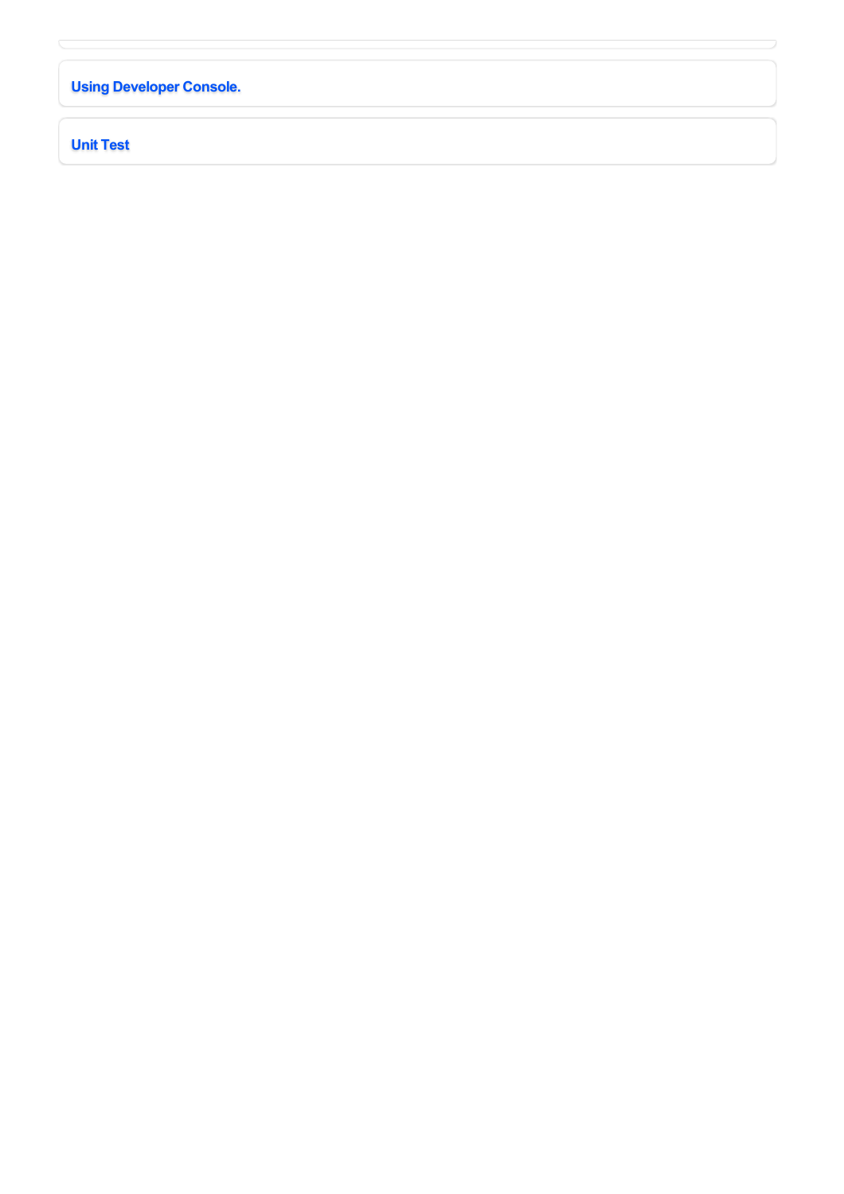## Using Developer Console.

## Unit Test